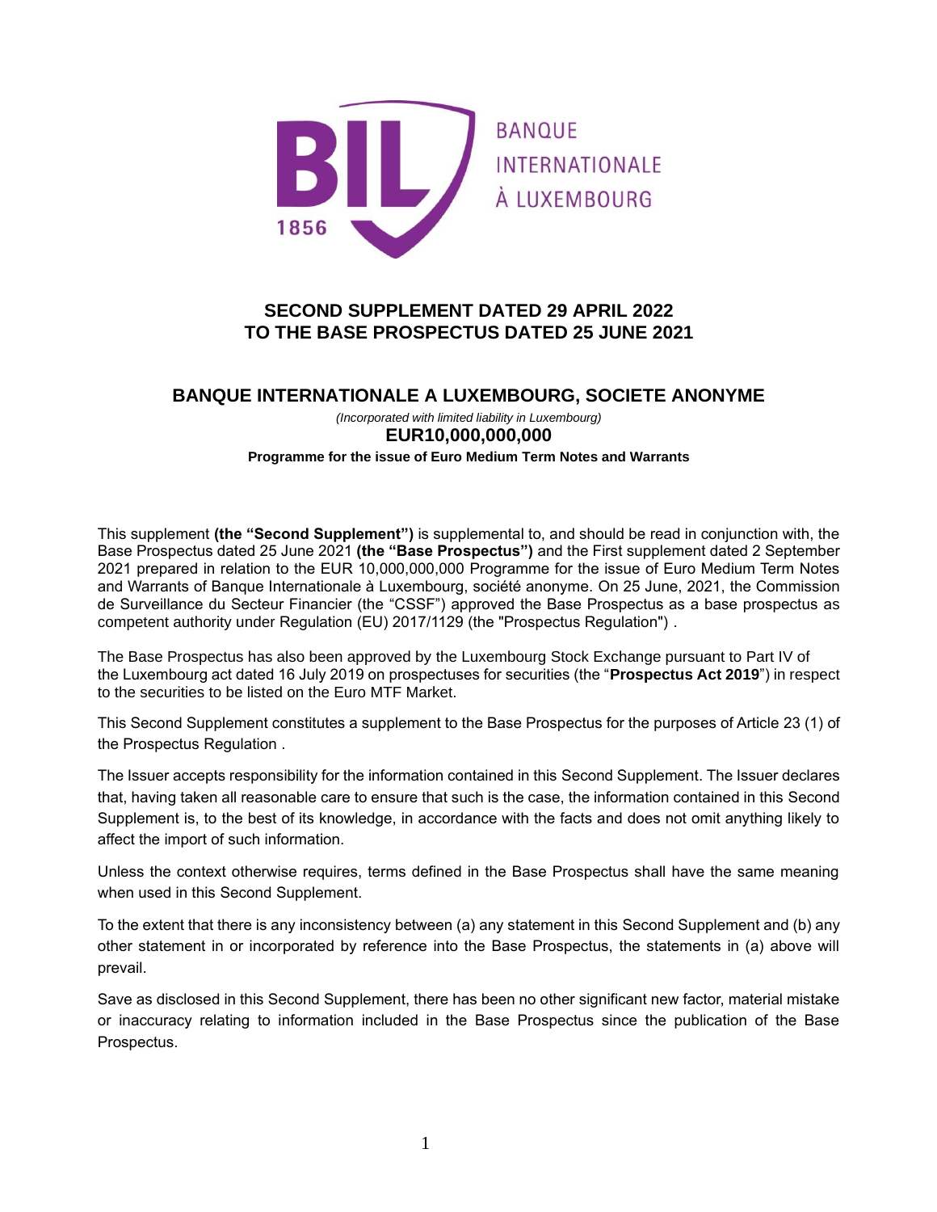BANQUE INTERNATIONALE À LUXEMBOURG

# SECOND SUPPLEMENT DATED 29 APRIL 2022 TO THE BASE PROSPECTUS DATED 25 JUNE 2021

## BANQUE INTERNATIONALE A LUXEMBOURG, SOCIETE ANONYME

*(Incorporated with limited liability in Luxembourg)*

**EUR10,000,000,000**

**Programme for the issue of Euro Medium Term Notes and Warrants**

This supplement **(the "Second Supplement")** is supplemental to, and should be read in conjunction with, the Base Prospectus dated 25 June 2021 **(the "Base Prospectus")** and the First supplement dated 2 September 2021 prepared in relation to the EUR 10,000,000,000 Programme for the issue of Euro Medium Term Notes and Warrants of Banque Internationale à Luxembourg, société anonyme. On 25 June, 2021, the Commission de Surveillance du Secteur Financier (the "CSSF") approved the Base Prospectus as a base prospectus as competent authority under Regulation (EU) 2017/1129 (the "Prospectus Regulation") .

The Base Prospectus has also been approved by the Luxembourg Stock Exchange pursuant to Part IV of the Luxembourg act dated 16 July 2019 on prospectuses for securities (the "**Prospectus Act 2019**") in respect to the securities to be listed on the Euro MTF Market.

This Second Supplement constitutes a supplement to the Base Prospectus for the purposes of Article 23 (1) of the Prospectus Regulation .

The Issuer accepts responsibility for the information contained in this Second Supplement. The Issuer declares that, having taken all reasonable care to ensure that such is the case, the information contained in this Second Supplement is, to the best of its knowledge, in accordance with the facts and does not omit anything likely to affect the import of such information.

Unless the context otherwise requires, terms defined in the Base Prospectus shall have the same meaning when used in this Second Supplement.

To the extent that there is any inconsistency between (a) any statement in this Second Supplement and (b) any other statement in or incorporated by reference into the Base Prospectus, the statements in (a) above will prevail.

Save as disclosed in this Second Supplement, there has been no other significant new factor, material mistake or inaccuracy relating to information included in the Base Prospectus since the publication of the Base Prospectus.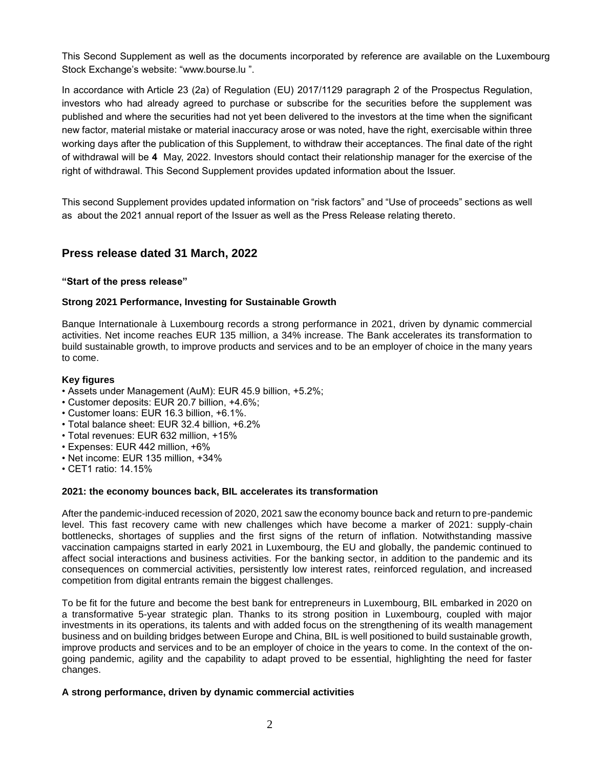This Second Supplement as well as the documents incorporated by reference are available on the Luxembourg Stock Exchange's website: "www.bourse.lu ".

In accordance with Article 23 (2a) of Regulation (EU) 2017/1129 paragraph 2 of the Prospectus Regulation, investors who had already agreed to purchase or subscribe for the securities before the supplement was published and where the securities had not yet been delivered to the investors at the time when the significant new factor, material mistake or material inaccuracy arose or was noted, have the right, exercisable within three working days after the publication of this Supplement, to withdraw their acceptances. The final date of the right of withdrawal will be **4** May, 2022. Investors should contact their relationship manager for the exercise of the right of withdrawal. This Second Supplement provides updated information about the Issuer.

This second Supplement provides updated information on "risk factors" and "Use of proceeds" sections as well as about the 2021 annual report of the Issuer as well as the Press Release relating thereto.

## Press release dated 31 March, 2022

**"Start of the press release"**

**Strong 2021 Performance, Investing for Sustainable Growth**

Banque Internationale à Luxembourg records a strong performance in 2021, driven by dynamic commercial activities. Net income reaches EUR 135 million, a 34% increase. The Bank accelerates its transformation to build sustainable growth, to improve products and services and to be an employer of choice in the many years to come.

**Key figures**

- Assets under Management (AuM): EUR 45.9 billion, +5.2%;
- Customer deposits: EUR 20.7 billion, +4.6%;
- Customer loans: EUR 16.3 billion, +6.1%.
- Total balance sheet: EUR 32.4 billion, +6.2%
- Total revenues: EUR 632 million, +15%
- Expenses: EUR 442 million, +6%
- Net income: EUR 135 million, +34%
- CET1 ratio: 14.15%

**2021: the economy bounces back, BIL accelerates its transformation**

After the pandemic-induced recession of 2020, 2021 saw the economy bounce back and return to pre-pandemic level. This fast recovery came with new challenges which have become a marker of 2021: supply-chain bottlenecks, shortages of supplies and the first signs of the return of inflation. Notwithstanding massive vaccination campaigns started in early 2021 in Luxembourg, the EU and globally, the pandemic continued to affect social interactions and business activities. For the banking sector, in addition to the pandemic and its consequences on commercial activities, persistently low interest rates, reinforced regulation, and increased competition from digital entrants remain the biggest challenges.

To be fit for the future and become the best bank for entrepreneurs in Luxembourg, BIL embarked in 2020 on a transformative 5-year strategic plan. Thanks to its strong position in Luxembourg, coupled with major investments in its operations, its talents and with added focus on the strengthening of its wealth management business and on building bridges between Europe and China, BIL is well positioned to build sustainable growth, improve products and services and to be an employer of choice in the years to come. In the context of the on-going pandemic, agility and the capability to adapt proved to be essential, highlighting the need for faster changes.

**A strong performance, driven by dynamic commercial activities**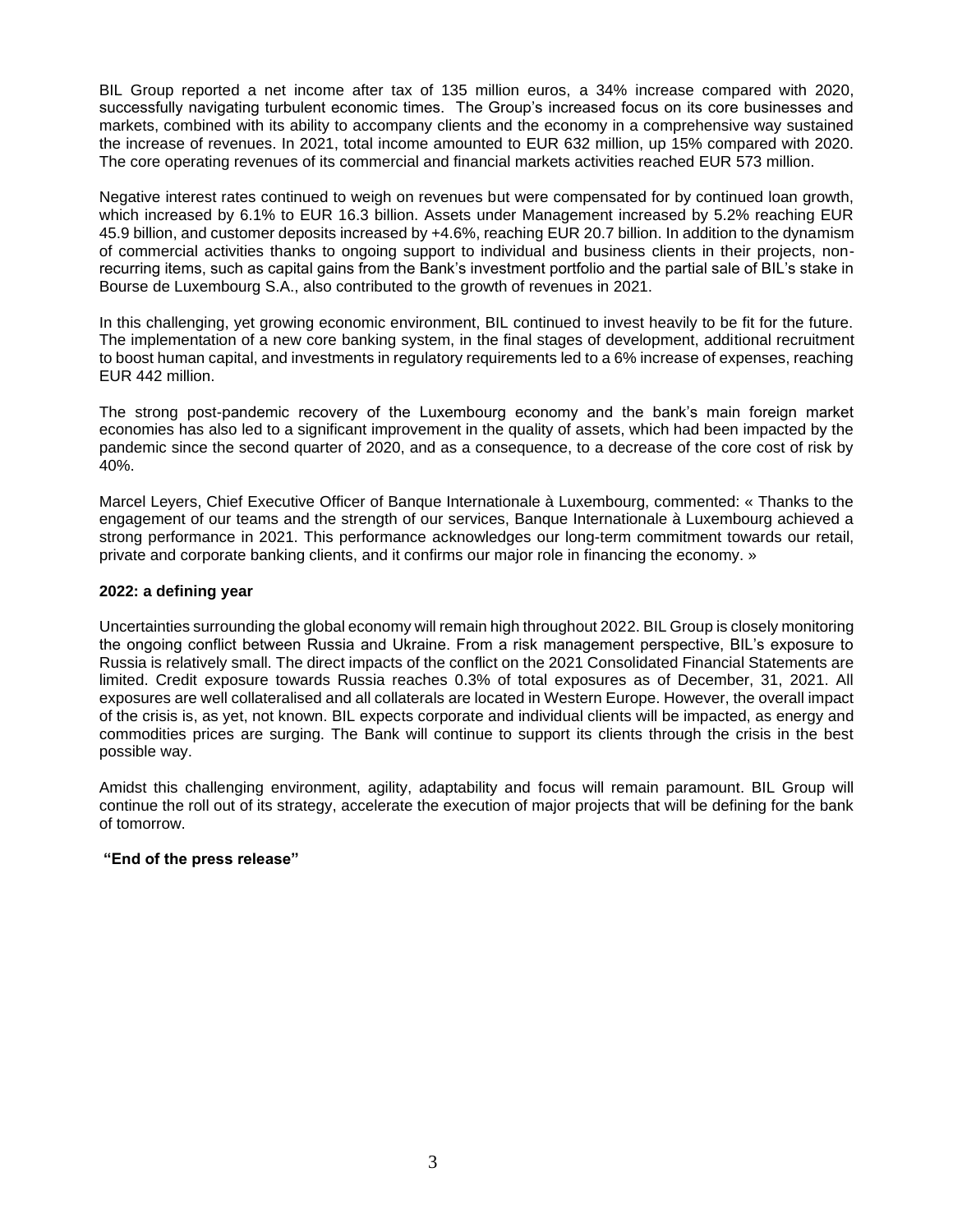BIL Group reported a net income after tax of 135 million euros, a 34% increase compared with 2020, successfully navigating turbulent economic times. The Group's increased focus on its core businesses and markets, combined with its ability to accompany clients and the economy in a comprehensive way sustained the increase of revenues. In 2021, total income amounted to EUR 632 million, up 15% compared with 2020. The core operating revenues of its commercial and financial markets activities reached EUR 573 million.

Negative interest rates continued to weigh on revenues but were compensated for by continued loan growth, which increased by 6.1% to EUR 16.3 billion. Assets under Management increased by 5.2% reaching EUR 45.9 billion, and customer deposits increased by +4.6%, reaching EUR 20.7 billion. In addition to the dynamism of commercial activities thanks to ongoing support to individual and business clients in their projects, non-recurring items, such as capital gains from the Bank's investment portfolio and the partial sale of BIL's stake in Bourse de Luxembourg S.A., also contributed to the growth of revenues in 2021.

In this challenging, yet growing economic environment, BIL continued to invest heavily to be fit for the future. The implementation of a new core banking system, in the final stages of development, additional recruitment to boost human capital, and investments in regulatory requirements led to a 6% increase of expenses, reaching EUR 442 million.

The strong post-pandemic recovery of the Luxembourg economy and the bank's main foreign market economies has also led to a significant improvement in the quality of assets, which had been impacted by the pandemic since the second quarter of 2020, and as a consequence, to a decrease of the core cost of risk by 40%.

Marcel Leyers, Chief Executive Officer of Banque Internationale à Luxembourg, commented: « Thanks to the engagement of our teams and the strength of our services, Banque Internationale à Luxembourg achieved a strong performance in 2021. This performance acknowledges our long-term commitment towards our retail, private and corporate banking clients, and it confirms our major role in financing the economy. »

**2022: a defining year**

Uncertainties surrounding the global economy will remain high throughout 2022. BIL Group is closely monitoring the ongoing conflict between Russia and Ukraine. From a risk management perspective, BIL's exposure to Russia is relatively small. The direct impacts of the conflict on the 2021 Consolidated Financial Statements are limited. Credit exposure towards Russia reaches 0.3% of total exposures as of December, 31, 2021. All exposures are well collateralised and all collaterals are located in Western Europe. However, the overall impact of the crisis is, as yet, not known. BIL expects corporate and individual clients will be impacted, as energy and commodities prices are surging. The Bank will continue to support its clients through the crisis in the best possible way.

Amidst this challenging environment, agility, adaptability and focus will remain paramount. BIL Group will continue the roll out of its strategy, accelerate the execution of major projects that will be defining for the bank of tomorrow.

**"End of the press release"**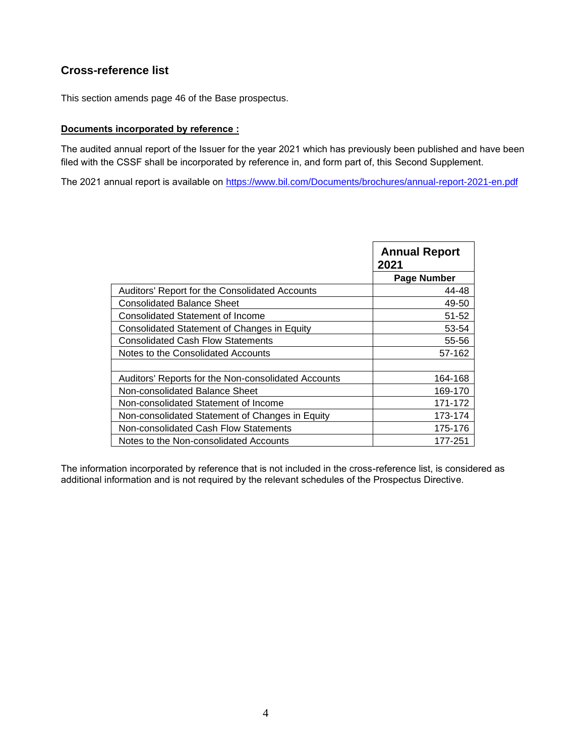## Cross-reference list

This section amends page 46 of the Base prospectus.

**Documents incorporated by reference :**

The audited annual report of the Issuer for the year 2021 which has previously been published and have been filed with the CSSF shall be incorporated by reference in, and form part of, this Second Supplement.

The 2021 annual report is available on https://www.bil.com/Documents/brochures/annual-report-2021-en.pdf

| | **Annual Report 2021** |
|---|---|
| | **Page Number** |
| Auditors' Report for the Consolidated Accounts | 44-48 |
| Consolidated Balance Sheet | 49-50 |
| Consolidated Statement of Income | 51-52 |
| Consolidated Statement of Changes in Equity | 53-54 |
| Consolidated Cash Flow Statements | 55-56 |
| Notes to the Consolidated Accounts | 57-162 |
| | |
| Auditors' Reports for the Non-consolidated Accounts | 164-168 |
| Non-consolidated Balance Sheet | 169-170 |
| Non-consolidated Statement of Income | 171-172 |
| Non-consolidated Statement of Changes in Equity | 173-174 |
| Non-consolidated Cash Flow Statements | 175-176 |
| Notes to the Non-consolidated Accounts | 177-251 |

The information incorporated by reference that is not included in the cross-reference list, is considered as additional information and is not required by the relevant schedules of the Prospectus Directive.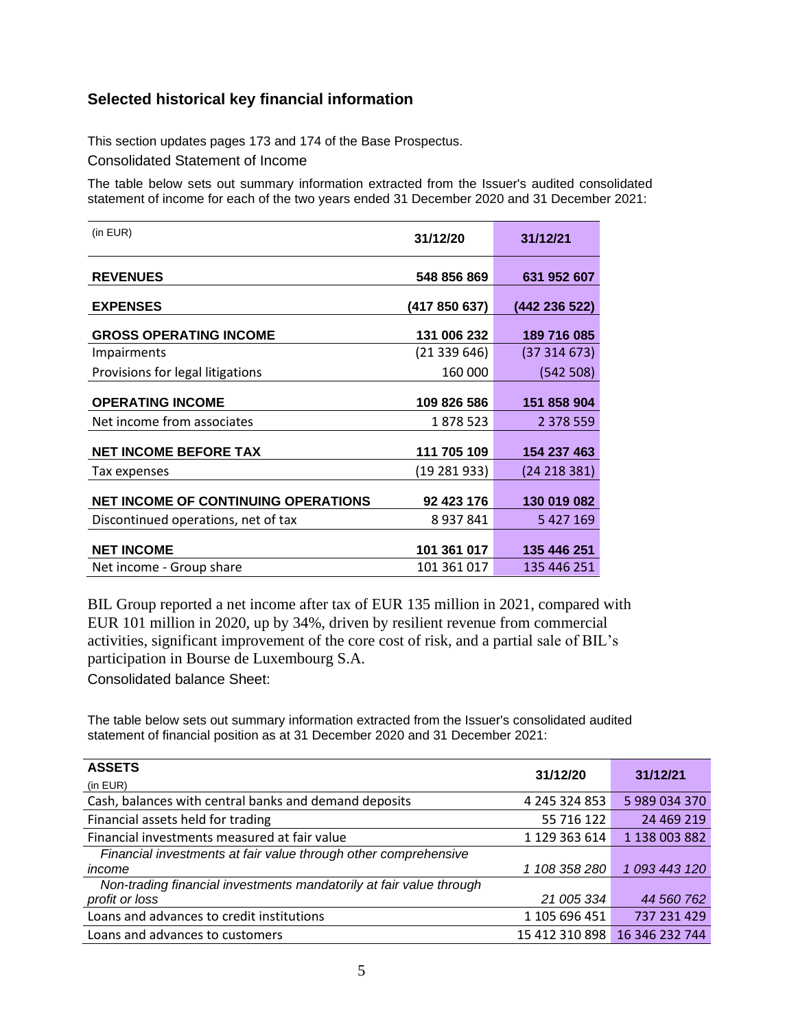## Selected historical key financial information

This section updates pages 173 and 174 of the Base Prospectus.

Consolidated Statement of Income

The table below sets out summary information extracted from the Issuer's audited consolidated statement of income for each of the two years ended 31 December 2020 and 31 December 2021:

| (in EUR) | 31/12/20 | 31/12/21 |
|---|---|---|
| **REVENUES** | **548 856 869** | **631 952 607** |
| **EXPENSES** | **(417 850 637)** | **(442 236 522)** |
| **GROSS OPERATING INCOME** | **131 006 232** | **189 716 085** |
| Impairments | (21 339 646) | (37 314 673) |
| Provisions for legal litigations | 160 000 | (542 508) |
| **OPERATING INCOME** | **109 826 586** | **151 858 904** |
| Net income from associates | 1 878 523 | 2 378 559 |
| **NET INCOME BEFORE TAX** | **111 705 109** | **154 237 463** |
| Tax expenses | (19 281 933) | (24 218 381) |
| **NET INCOME OF CONTINUING OPERATIONS** | **92 423 176** | **130 019 082** |
| Discontinued operations, net of tax | 8 937 841 | 5 427 169 |
| **NET INCOME** | **101 361 017** | **135 446 251** |
| Net income - Group share | 101 361 017 | 135 446 251 |

BIL Group reported a net income after tax of EUR 135 million in 2021, compared with EUR 101 million in 2020, up by 34%, driven by resilient revenue from commercial activities, significant improvement of the core cost of risk, and a partial sale of BIL's participation in Bourse de Luxembourg S.A.

Consolidated balance Sheet:

The table below sets out summary information extracted from the Issuer's consolidated audited statement of financial position as at 31 December 2020 and 31 December 2021:

| **ASSETS** (in EUR) | 31/12/20 | 31/12/21 |
|---|---|---|
| Cash, balances with central banks and demand deposits | 4 245 324 853 | 5 989 034 370 |
| Financial assets held for trading | 55 716 122 | 24 469 219 |
| Financial investments measured at fair value | 1 129 363 614 | 1 138 003 882 |
| *Financial investments at fair value through other comprehensive income* | *1 108 358 280* | *1 093 443 120* |
| *Non-trading financial investments mandatorily at fair value through profit or loss* | *21 005 334* | *44 560 762* |
| Loans and advances to credit institutions | 1 105 696 451 | 737 231 429 |
| Loans and advances to customers | 15 412 310 898 | 16 346 232 744 |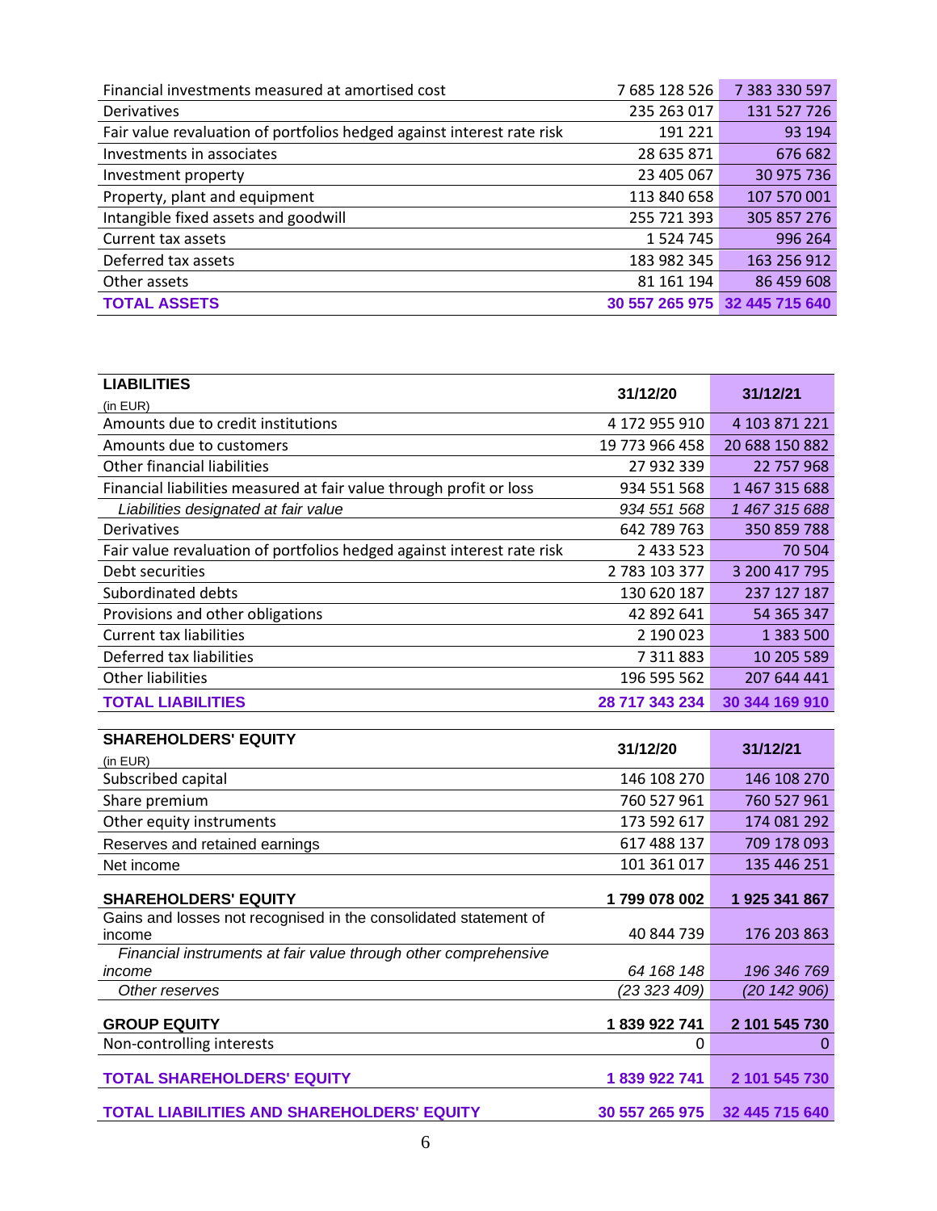| | | |
|---|---|---|
| Financial investments measured at amortised cost | 7 685 128 526 | 7 383 330 597 |
| Derivatives | 235 263 017 | 131 527 726 |
| Fair value revaluation of portfolios hedged against interest rate risk | 191 221 | 93 194 |
| Investments in associates | 28 635 871 | 676 682 |
| Investment property | 23 405 067 | 30 975 736 |
| Property, plant and equipment | 113 840 658 | 107 570 001 |
| Intangible fixed assets and goodwill | 255 721 393 | 305 857 276 |
| Current tax assets | 1 524 745 | 996 264 |
| Deferred tax assets | 183 982 345 | 163 256 912 |
| Other assets | 81 161 194 | 86 459 608 |
| **TOTAL ASSETS** | **30 557 265 975** | **32 445 715 640** |

| **LIABILITIES** (in EUR) | **31/12/20** | **31/12/21** |
|---|---|---|
| Amounts due to credit institutions | 4 172 955 910 | 4 103 871 221 |
| Amounts due to customers | 19 773 966 458 | 20 688 150 882 |
| Other financial liabilities | 27 932 339 | 22 757 968 |
| Financial liabilities measured at fair value through profit or loss | 934 551 568 | 1 467 315 688 |
| *Liabilities designated at fair value* | *934 551 568* | *1 467 315 688* |
| Derivatives | 642 789 763 | 350 859 788 |
| Fair value revaluation of portfolios hedged against interest rate risk | 2 433 523 | 70 504 |
| Debt securities | 2 783 103 377 | 3 200 417 795 |
| Subordinated debts | 130 620 187 | 237 127 187 |
| Provisions and other obligations | 42 892 641 | 54 365 347 |
| Current tax liabilities | 2 190 023 | 1 383 500 |
| Deferred tax liabilities | 7 311 883 | 10 205 589 |
| Other liabilities | 196 595 562 | 207 644 441 |
| **TOTAL LIABILITIES** | **28 717 343 234** | **30 344 169 910** |

| **SHAREHOLDERS' EQUITY** (in EUR) | **31/12/20** | **31/12/21** |
|---|---|---|
| Subscribed capital | 146 108 270 | 146 108 270 |
| Share premium | 760 527 961 | 760 527 961 |
| Other equity instruments | 173 592 617 | 174 081 292 |
| Reserves and retained earnings | 617 488 137 | 709 178 093 |
| Net income | 101 361 017 | 135 446 251 |
| **SHAREHOLDERS' EQUITY** | **1 799 078 002** | **1 925 341 867** |
| Gains and losses not recognised in the consolidated statement of income | 40 844 739 | 176 203 863 |
| *Financial instruments at fair value through other comprehensive income* | *64 168 148* | *196 346 769* |
| *Other reserves* | *(23 323 409)* | *(20 142 906)* |
| **GROUP EQUITY** | **1 839 922 741** | **2 101 545 730** |
| Non-controlling interests | 0 | 0 |
| **TOTAL SHAREHOLDERS' EQUITY** | **1 839 922 741** | **2 101 545 730** |
| **TOTAL LIABILITIES AND SHAREHOLDERS' EQUITY** | **30 557 265 975** | **32 445 715 640** |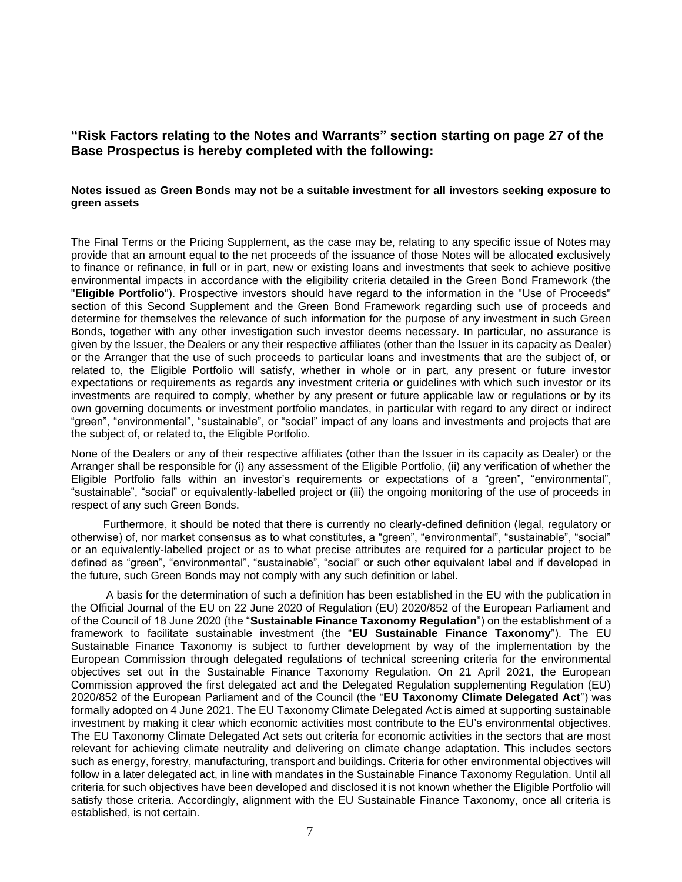## “Risk Factors relating to the Notes and Warrants” section starting on page 27 of the Base Prospectus is hereby completed with the following:

**Notes issued as Green Bonds may not be a suitable investment for all investors seeking exposure to green assets**

The Final Terms or the Pricing Supplement, as the case may be, relating to any specific issue of Notes may provide that an amount equal to the net proceeds of the issuance of those Notes will be allocated exclusively to finance or refinance, in full or in part, new or existing loans and investments that seek to achieve positive environmental impacts in accordance with the eligibility criteria detailed in the Green Bond Framework (the "**Eligible Portfolio**"). Prospective investors should have regard to the information in the "Use of Proceeds" section of this Second Supplement and the Green Bond Framework regarding such use of proceeds and determine for themselves the relevance of such information for the purpose of any investment in such Green Bonds, together with any other investigation such investor deems necessary. In particular, no assurance is given by the Issuer, the Dealers or any their respective affiliates (other than the Issuer in its capacity as Dealer) or the Arranger that the use of such proceeds to particular loans and investments that are the subject of, or related to, the Eligible Portfolio will satisfy, whether in whole or in part, any present or future investor expectations or requirements as regards any investment criteria or guidelines with which such investor or its investments are required to comply, whether by any present or future applicable law or regulations or by its own governing documents or investment portfolio mandates, in particular with regard to any direct or indirect “green”, “environmental”, “sustainable”, or “social” impact of any loans and investments and projects that are the subject of, or related to, the Eligible Portfolio.

None of the Dealers or any of their respective affiliates (other than the Issuer in its capacity as Dealer) or the Arranger shall be responsible for (i) any assessment of the Eligible Portfolio, (ii) any verification of whether the Eligible Portfolio falls within an investor’s requirements or expectations of a “green”, “environmental”, “sustainable”, “social” or equivalently-labelled project or (iii) the ongoing monitoring of the use of proceeds in respect of any such Green Bonds.

Furthermore, it should be noted that there is currently no clearly-defined definition (legal, regulatory or otherwise) of, nor market consensus as to what constitutes, a “green”, “environmental”, “sustainable”, “social” or an equivalently-labelled project or as to what precise attributes are required for a particular project to be defined as “green”, “environmental”, “sustainable”, “social” or such other equivalent label and if developed in the future, such Green Bonds may not comply with any such definition or label.

A basis for the determination of such a definition has been established in the EU with the publication in the Official Journal of the EU on 22 June 2020 of Regulation (EU) 2020/852 of the European Parliament and of the Council of 18 June 2020 (the “**Sustainable Finance Taxonomy Regulation**”) on the establishment of a framework to facilitate sustainable investment (the “**EU Sustainable Finance Taxonomy**”). The EU Sustainable Finance Taxonomy is subject to further development by way of the implementation by the European Commission through delegated regulations of technical screening criteria for the environmental objectives set out in the Sustainable Finance Taxonomy Regulation. On 21 April 2021, the European Commission approved the first delegated act and the Delegated Regulation supplementing Regulation (EU) 2020/852 of the European Parliament and of the Council (the “**EU Taxonomy Climate Delegated Act**”) was formally adopted on 4 June 2021. The EU Taxonomy Climate Delegated Act is aimed at supporting sustainable investment by making it clear which economic activities most contribute to the EU’s environmental objectives. The EU Taxonomy Climate Delegated Act sets out criteria for economic activities in the sectors that are most relevant for achieving climate neutrality and delivering on climate change adaptation. This includes sectors such as energy, forestry, manufacturing, transport and buildings. Criteria for other environmental objectives will follow in a later delegated act, in line with mandates in the Sustainable Finance Taxonomy Regulation. Until all criteria for such objectives have been developed and disclosed it is not known whether the Eligible Portfolio will satisfy those criteria. Accordingly, alignment with the EU Sustainable Finance Taxonomy, once all criteria is established, is not certain.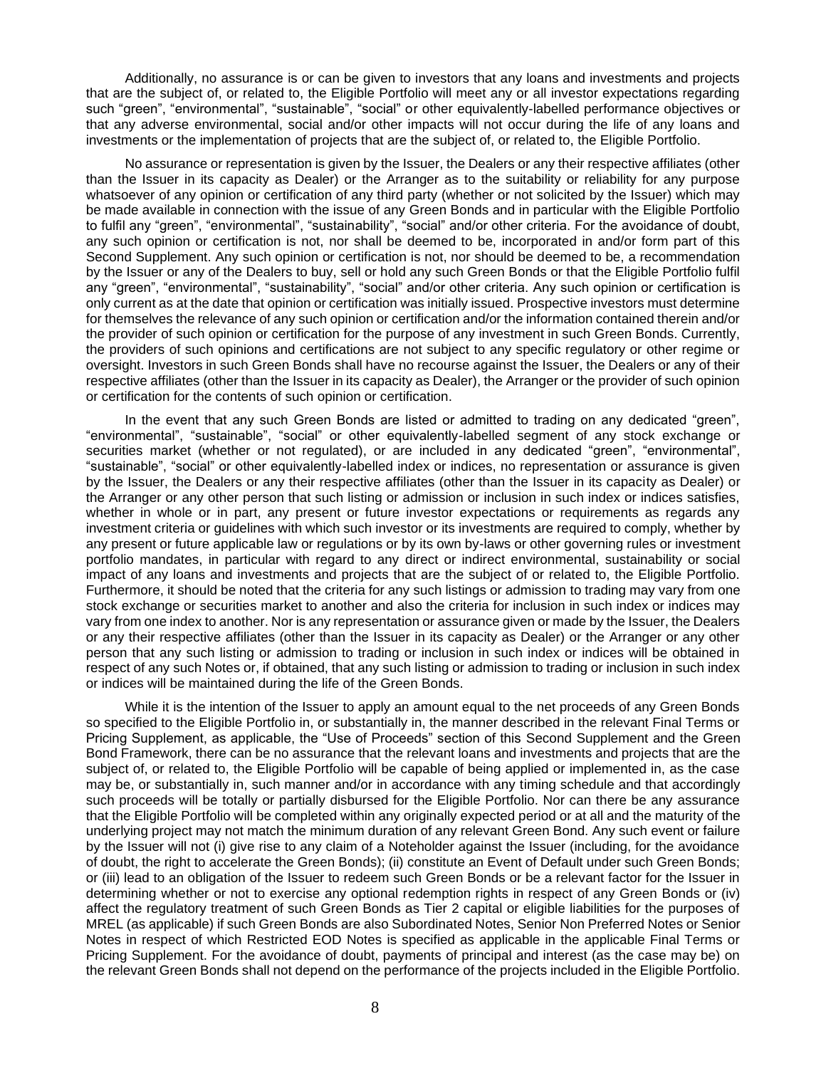Additionally, no assurance is or can be given to investors that any loans and investments and projects that are the subject of, or related to, the Eligible Portfolio will meet any or all investor expectations regarding such "green", "environmental", "sustainable", "social" or other equivalently-labelled performance objectives or that any adverse environmental, social and/or other impacts will not occur during the life of any loans and investments or the implementation of projects that are the subject of, or related to, the Eligible Portfolio.

No assurance or representation is given by the Issuer, the Dealers or any their respective affiliates (other than the Issuer in its capacity as Dealer) or the Arranger as to the suitability or reliability for any purpose whatsoever of any opinion or certification of any third party (whether or not solicited by the Issuer) which may be made available in connection with the issue of any Green Bonds and in particular with the Eligible Portfolio to fulfil any "green", "environmental", "sustainability", "social" and/or other criteria. For the avoidance of doubt, any such opinion or certification is not, nor shall be deemed to be, incorporated in and/or form part of this Second Supplement. Any such opinion or certification is not, nor should be deemed to be, a recommendation by the Issuer or any of the Dealers to buy, sell or hold any such Green Bonds or that the Eligible Portfolio fulfil any "green", "environmental", "sustainability", "social" and/or other criteria. Any such opinion or certification is only current as at the date that opinion or certification was initially issued. Prospective investors must determine for themselves the relevance of any such opinion or certification and/or the information contained therein and/or the provider of such opinion or certification for the purpose of any investment in such Green Bonds. Currently, the providers of such opinions and certifications are not subject to any specific regulatory or other regime or oversight. Investors in such Green Bonds shall have no recourse against the Issuer, the Dealers or any of their respective affiliates (other than the Issuer in its capacity as Dealer), the Arranger or the provider of such opinion or certification for the contents of such opinion or certification.

In the event that any such Green Bonds are listed or admitted to trading on any dedicated "green", "environmental", "sustainable", "social" or other equivalently-labelled segment of any stock exchange or securities market (whether or not regulated), or are included in any dedicated "green", "environmental", "sustainable", "social" or other equivalently-labelled index or indices, no representation or assurance is given by the Issuer, the Dealers or any their respective affiliates (other than the Issuer in its capacity as Dealer) or the Arranger or any other person that such listing or admission or inclusion in such index or indices satisfies, whether in whole or in part, any present or future investor expectations or requirements as regards any investment criteria or guidelines with which such investor or its investments are required to comply, whether by any present or future applicable law or regulations or by its own by-laws or other governing rules or investment portfolio mandates, in particular with regard to any direct or indirect environmental, sustainability or social impact of any loans and investments and projects that are the subject of or related to, the Eligible Portfolio. Furthermore, it should be noted that the criteria for any such listings or admission to trading may vary from one stock exchange or securities market to another and also the criteria for inclusion in such index or indices may vary from one index to another. Nor is any representation or assurance given or made by the Issuer, the Dealers or any their respective affiliates (other than the Issuer in its capacity as Dealer) or the Arranger or any other person that any such listing or admission to trading or inclusion in such index or indices will be obtained in respect of any such Notes or, if obtained, that any such listing or admission to trading or inclusion in such index or indices will be maintained during the life of the Green Bonds.

While it is the intention of the Issuer to apply an amount equal to the net proceeds of any Green Bonds so specified to the Eligible Portfolio in, or substantially in, the manner described in the relevant Final Terms or Pricing Supplement, as applicable, the "Use of Proceeds" section of this Second Supplement and the Green Bond Framework, there can be no assurance that the relevant loans and investments and projects that are the subject of, or related to, the Eligible Portfolio will be capable of being applied or implemented in, as the case may be, or substantially in, such manner and/or in accordance with any timing schedule and that accordingly such proceeds will be totally or partially disbursed for the Eligible Portfolio. Nor can there be any assurance that the Eligible Portfolio will be completed within any originally expected period or at all and the maturity of the underlying project may not match the minimum duration of any relevant Green Bond. Any such event or failure by the Issuer will not (i) give rise to any claim of a Noteholder against the Issuer (including, for the avoidance of doubt, the right to accelerate the Green Bonds); (ii) constitute an Event of Default under such Green Bonds; or (iii) lead to an obligation of the Issuer to redeem such Green Bonds or be a relevant factor for the Issuer in determining whether or not to exercise any optional redemption rights in respect of any Green Bonds or (iv) affect the regulatory treatment of such Green Bonds as Tier 2 capital or eligible liabilities for the purposes of MREL (as applicable) if such Green Bonds are also Subordinated Notes, Senior Non Preferred Notes or Senior Notes in respect of which Restricted EOD Notes is specified as applicable in the applicable Final Terms or Pricing Supplement. For the avoidance of doubt, payments of principal and interest (as the case may be) on the relevant Green Bonds shall not depend on the performance of the projects included in the Eligible Portfolio.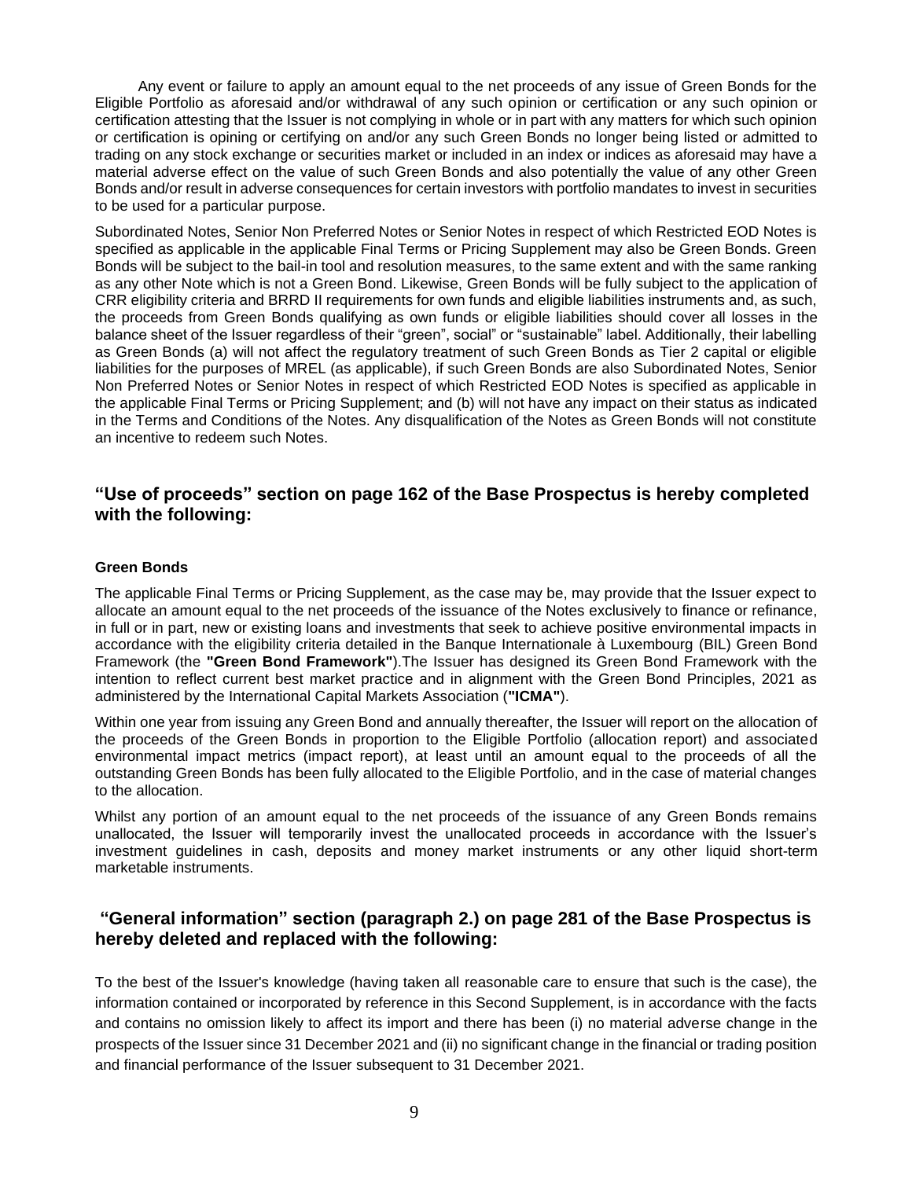Any event or failure to apply an amount equal to the net proceeds of any issue of Green Bonds for the Eligible Portfolio as aforesaid and/or withdrawal of any such opinion or certification or any such opinion or certification attesting that the Issuer is not complying in whole or in part with any matters for which such opinion or certification is opining or certifying on and/or any such Green Bonds no longer being listed or admitted to trading on any stock exchange or securities market or included in an index or indices as aforesaid may have a material adverse effect on the value of such Green Bonds and also potentially the value of any other Green Bonds and/or result in adverse consequences for certain investors with portfolio mandates to invest in securities to be used for a particular purpose.

Subordinated Notes, Senior Non Preferred Notes or Senior Notes in respect of which Restricted EOD Notes is specified as applicable in the applicable Final Terms or Pricing Supplement may also be Green Bonds. Green Bonds will be subject to the bail-in tool and resolution measures, to the same extent and with the same ranking as any other Note which is not a Green Bond. Likewise, Green Bonds will be fully subject to the application of CRR eligibility criteria and BRRD II requirements for own funds and eligible liabilities instruments and, as such, the proceeds from Green Bonds qualifying as own funds or eligible liabilities should cover all losses in the balance sheet of the Issuer regardless of their "green", social" or "sustainable" label. Additionally, their labelling as Green Bonds (a) will not affect the regulatory treatment of such Green Bonds as Tier 2 capital or eligible liabilities for the purposes of MREL (as applicable), if such Green Bonds are also Subordinated Notes, Senior Non Preferred Notes or Senior Notes in respect of which Restricted EOD Notes is specified as applicable in the applicable Final Terms or Pricing Supplement; and (b) will not have any impact on their status as indicated in the Terms and Conditions of the Notes. Any disqualification of the Notes as Green Bonds will not constitute an incentive to redeem such Notes.

## "Use of proceeds" section on page 162 of the Base Prospectus is hereby completed with the following:

**Green Bonds**

The applicable Final Terms or Pricing Supplement, as the case may be, may provide that the Issuer expect to allocate an amount equal to the net proceeds of the issuance of the Notes exclusively to finance or refinance, in full or in part, new or existing loans and investments that seek to achieve positive environmental impacts in accordance with the eligibility criteria detailed in the Banque Internationale à Luxembourg (BIL) Green Bond Framework (the **"Green Bond Framework"**).The Issuer has designed its Green Bond Framework with the intention to reflect current best market practice and in alignment with the Green Bond Principles, 2021 as administered by the International Capital Markets Association (**"ICMA"**).

Within one year from issuing any Green Bond and annually thereafter, the Issuer will report on the allocation of the proceeds of the Green Bonds in proportion to the Eligible Portfolio (allocation report) and associated environmental impact metrics (impact report), at least until an amount equal to the proceeds of all the outstanding Green Bonds has been fully allocated to the Eligible Portfolio, and in the case of material changes to the allocation.

Whilst any portion of an amount equal to the net proceeds of the issuance of any Green Bonds remains unallocated, the Issuer will temporarily invest the unallocated proceeds in accordance with the Issuer's investment guidelines in cash, deposits and money market instruments or any other liquid short-term marketable instruments.

## "General information" section (paragraph 2.) on page 281 of the Base Prospectus is hereby deleted and replaced with the following:

To the best of the Issuer's knowledge (having taken all reasonable care to ensure that such is the case), the information contained or incorporated by reference in this Second Supplement, is in accordance with the facts and contains no omission likely to affect its import and there has been (i) no material adverse change in the prospects of the Issuer since 31 December 2021 and (ii) no significant change in the financial or trading position and financial performance of the Issuer subsequent to 31 December 2021.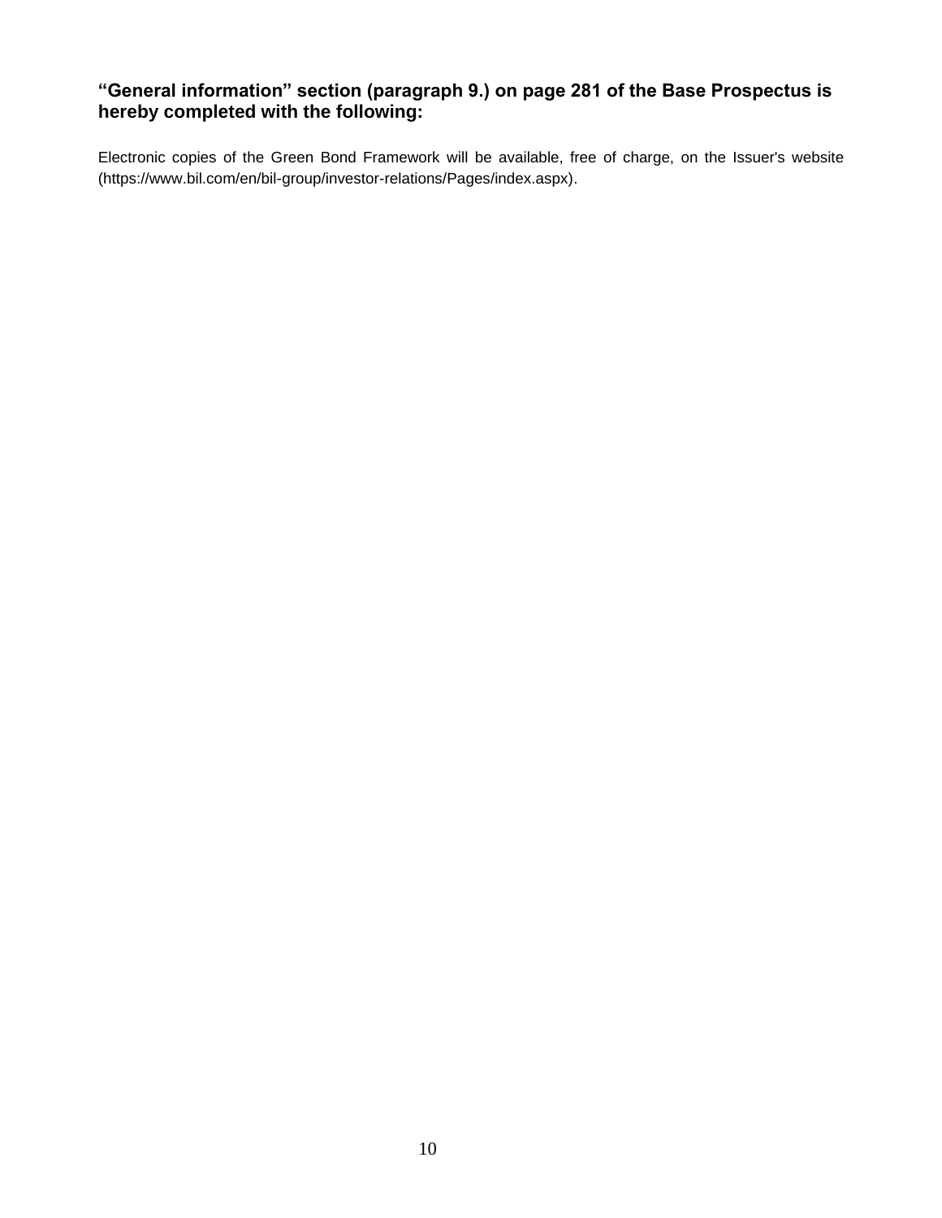**"General information" section (paragraph 9.) on page 281 of the Base Prospectus is hereby completed with the following:**

Electronic copies of the Green Bond Framework will be available, free of charge, on the Issuer's website (https://www.bil.com/en/bil-group/investor-relations/Pages/index.aspx).